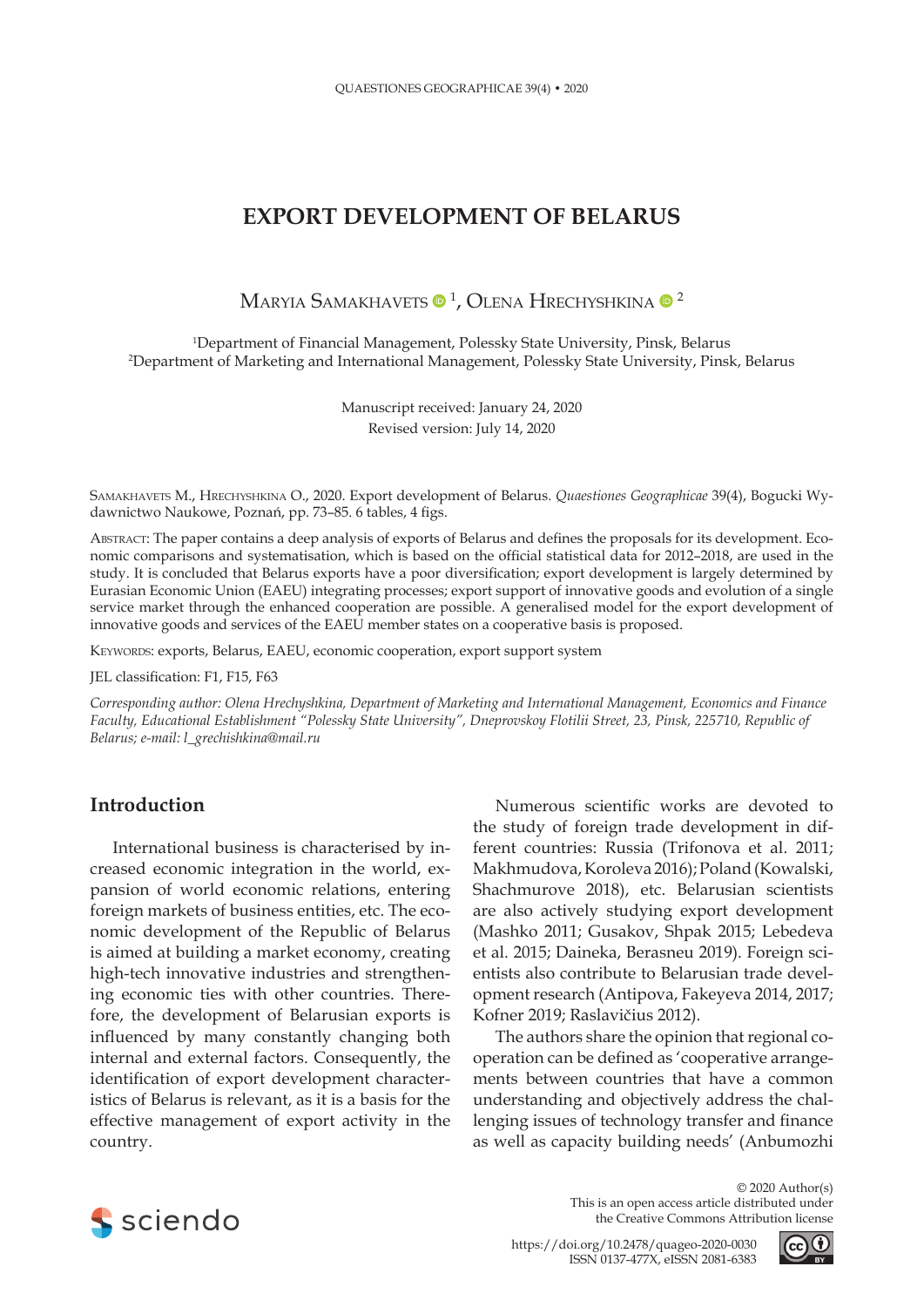# EXPORT DEVELOPMENT OF BELARUS

Maryia Samakhavets [1], Olena Hrechyshkina [2]

[1]Department of Financial Management, Polessky State University, Pinsk, Belarus
[2]Department of Marketing and International Management, Polessky State University, Pinsk, Belarus

Manuscript received: January 24, 2020
Revised version: July 14, 2020

Samakhavets M., Hrechyshkina O., 2020. Export development of Belarus. *Quaestiones Geographicae* 39(4), Bogucki Wydawnictwo Naukowe, Poznań, pp. 73–85. 6 tables, 4 figs.

Abstract: The paper contains a deep analysis of exports of Belarus and defines the proposals for its development. Economic comparisons and systematisation, which is based on the official statistical data for 2012–2018, are used in the study. It is concluded that Belarus exports have a poor diversification; export development is largely determined by Eurasian Economic Union (EAEU) integrating processes; export support of innovative goods and evolution of a single service market through the enhanced cooperation are possible. A generalised model for the export development of innovative goods and services of the EAEU member states on a cooperative basis is proposed.

Keywords: exports, Belarus, EAEU, economic cooperation, export support system

JEL classification: F1, F15, F63

*Corresponding author: Olena Hrechyshkina, Department of Marketing and International Management, Economics and Finance Faculty, Educational Establishment "Polessky State University", Dneprovskoy Flotilii Street, 23, Pinsk, 225710, Republic of Belarus; e-mail: l_grechishkina@mail.ru*

## Introduction

International business is characterised by increased economic integration in the world, expansion of world economic relations, entering foreign markets of business entities, etc. The economic development of the Republic of Belarus is aimed at building a market economy, creating high-tech innovative industries and strengthening economic ties with other countries. Therefore, the development of Belarusian exports is influenced by many constantly changing both internal and external factors. Consequently, the identification of export development characteristics of Belarus is relevant, as it is a basis for the effective management of export activity in the country.

Numerous scientific works are devoted to the study of foreign trade development in different countries: Russia (Trifonova et al. 2011; Makhmudova, Koroleva 2016); Poland (Kowalski, Shachmurove 2018), etc. Belarusian scientists are also actively studying export development (Mashko 2011; Gusakov, Shpak 2015; Lebedeva et al. 2015; Daineka, Berasneu 2019). Foreign scientists also contribute to Belarusian trade development research (Antipova, Fakeyeva 2014, 2017; Kofner 2019; Raslavičius 2012).

The authors share the opinion that regional cooperation can be defined as 'cooperative arrangements between countries that have a common understanding and objectively address the challenging issues of technology transfer and finance as well as capacity building needs' (Anbumozhi

© 2020 Author(s)
This is an open access article distributed under the Creative Commons Attribution license

https://doi.org/10.2478/quageo-2020-0030
ISSN 0137-477X, eISSN 2081-6383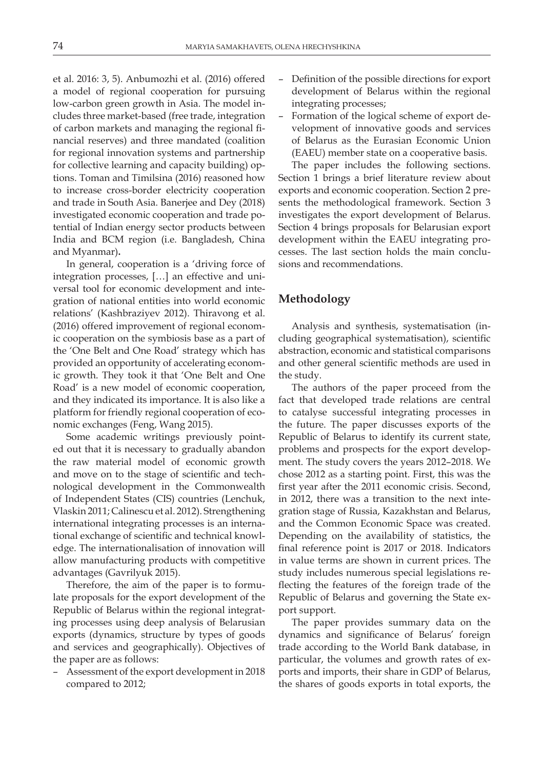et al. 2016: 3, 5). Anbumozhi et al. (2016) offered a model of regional cooperation for pursuing low-carbon green growth in Asia. The model includes three market-based (free trade, integration of carbon markets and managing the regional financial reserves) and three mandated (coalition for regional innovation systems and partnership for collective learning and capacity building) options. Toman and Timilsina (2016) reasoned how to increase cross-border electricity cooperation and trade in South Asia. Banerjee and Dey (2018) investigated economic cooperation and trade potential of Indian energy sector products between India and BCM region (i.e. Bangladesh, China and Myanmar).

In general, cooperation is a 'driving force of integration processes, […] an effective and universal tool for economic development and integration of national entities into world economic relations' (Kashbraziyev 2012). Thiravong et al. (2016) offered improvement of regional economic cooperation on the symbiosis base as a part of the 'One Belt and One Road' strategy which has provided an opportunity of accelerating economic growth. They took it that 'One Belt and One Road' is a new model of economic cooperation, and they indicated its importance. It is also like a platform for friendly regional cooperation of economic exchanges (Feng, Wang 2015).

Some academic writings previously pointed out that it is necessary to gradually abandon the raw material model of economic growth and move on to the stage of scientific and technological development in the Commonwealth of Independent States (CIS) countries (Lenchuk, Vlaskin 2011; Calinescu et al. 2012). Strengthening international integrating processes is an international exchange of scientific and technical knowledge. The internationalisation of innovation will allow manufacturing products with competitive advantages (Gavrilyuk 2015).

Therefore, the aim of the paper is to formulate proposals for the export development of the Republic of Belarus within the regional integrating processes using deep analysis of Belarusian exports (dynamics, structure by types of goods and services and geographically). Objectives of the paper are as follows:

- Assessment of the export development in 2018 compared to 2012;
- Definition of the possible directions for export development of Belarus within the regional integrating processes;
- Formation of the logical scheme of export development of innovative goods and services of Belarus as the Eurasian Economic Union (EAEU) member state on a cooperative basis.

The paper includes the following sections. Section 1 brings a brief literature review about exports and economic cooperation. Section 2 presents the methodological framework. Section 3 investigates the export development of Belarus. Section 4 brings proposals for Belarusian export development within the EAEU integrating processes. The last section holds the main conclusions and recommendations.

## Methodology

Analysis and synthesis, systematisation (including geographical systematisation), scientific abstraction, economic and statistical comparisons and other general scientific methods are used in the study.

The authors of the paper proceed from the fact that developed trade relations are central to catalyse successful integrating processes in the future. The paper discusses exports of the Republic of Belarus to identify its current state, problems and prospects for the export development. The study covers the years 2012–2018. We chose 2012 as a starting point. First, this was the first year after the 2011 economic crisis. Second, in 2012, there was a transition to the next integration stage of Russia, Kazakhstan and Belarus, and the Common Economic Space was created. Depending on the availability of statistics, the final reference point is 2017 or 2018. Indicators in value terms are shown in current prices. The study includes numerous special legislations reflecting the features of the foreign trade of the Republic of Belarus and governing the State export support.

The paper provides summary data on the dynamics and significance of Belarus' foreign trade according to the World Bank database, in particular, the volumes and growth rates of exports and imports, their share in GDP of Belarus, the shares of goods exports in total exports, the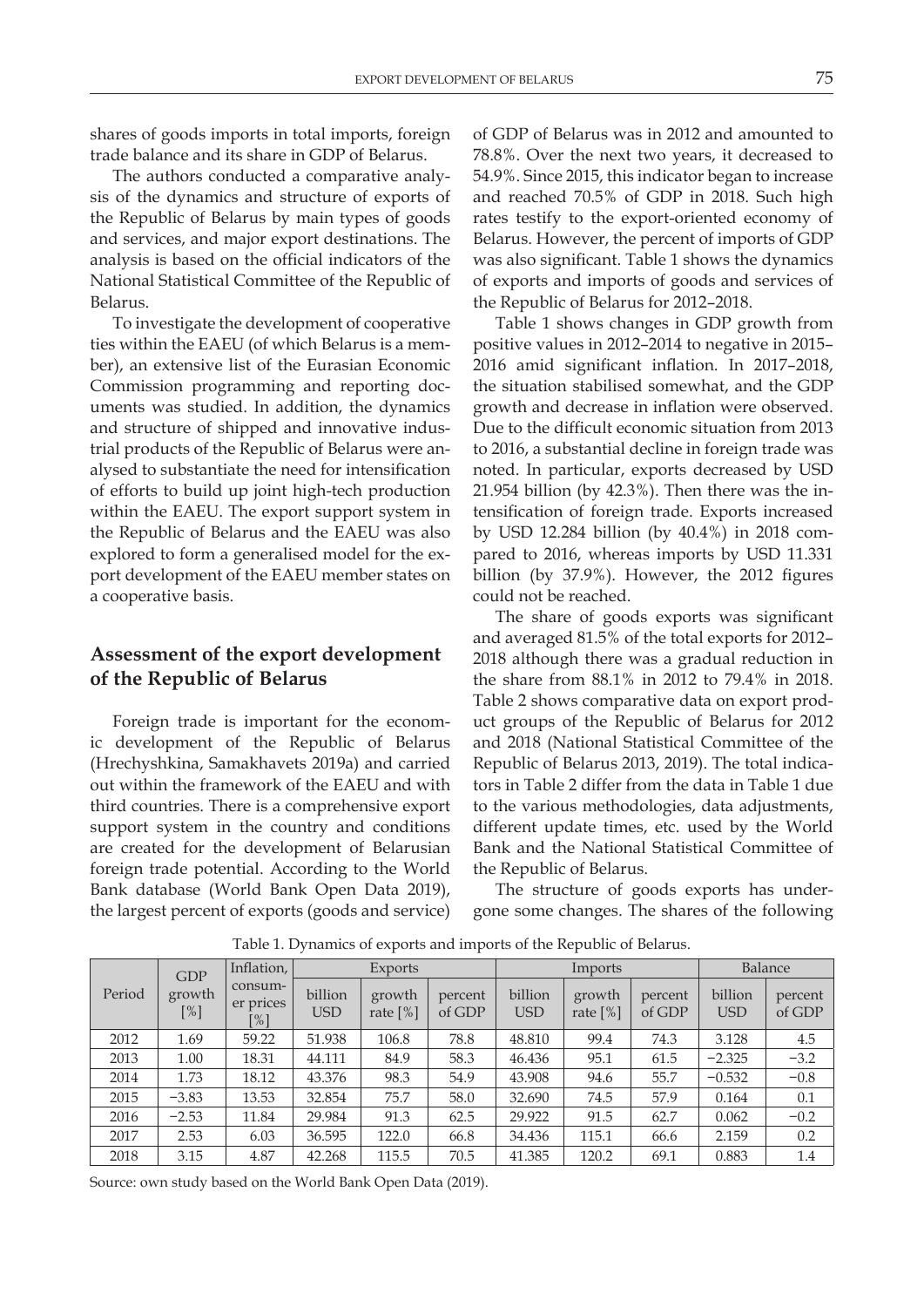shares of goods imports in total imports, foreign trade balance and its share in GDP of Belarus.

The authors conducted a comparative analysis of the dynamics and structure of exports of the Republic of Belarus by main types of goods and services, and major export destinations. The analysis is based on the official indicators of the National Statistical Committee of the Republic of Belarus.

To investigate the development of cooperative ties within the EAEU (of which Belarus is a member), an extensive list of the Eurasian Economic Commission programming and reporting documents was studied. In addition, the dynamics and structure of shipped and innovative industrial products of the Republic of Belarus were analysed to substantiate the need for intensification of efforts to build up joint high-tech production within the EAEU. The export support system in the Republic of Belarus and the EAEU was also explored to form a generalised model for the export development of the EAEU member states on a cooperative basis.

## Assessment of the export development of the Republic of Belarus

Foreign trade is important for the economic development of the Republic of Belarus (Hrechyshkina, Samakhavets 2019a) and carried out within the framework of the EAEU and with third countries. There is a comprehensive export support system in the country and conditions are created for the development of Belarusian foreign trade potential. According to the World Bank database (World Bank Open Data 2019), the largest percent of exports (goods and service) of GDP of Belarus was in 2012 and amounted to 78.8%. Over the next two years, it decreased to 54.9%. Since 2015, this indicator began to increase and reached 70.5% of GDP in 2018. Such high rates testify to the export-oriented economy of Belarus. However, the percent of imports of GDP was also significant. Table 1 shows the dynamics of exports and imports of goods and services of the Republic of Belarus for 2012–2018.

Table 1 shows changes in GDP growth from positive values in 2012–2014 to negative in 2015–2016 amid significant inflation. In 2017–2018, the situation stabilised somewhat, and the GDP growth and decrease in inflation were observed. Due to the difficult economic situation from 2013 to 2016, a substantial decline in foreign trade was noted. In particular, exports decreased by USD 21.954 billion (by 42.3%). Then there was the intensification of foreign trade. Exports increased by USD 12.284 billion (by 40.4%) in 2018 compared to 2016, whereas imports by USD 11.331 billion (by 37.9%). However, the 2012 figures could not be reached.

The share of goods exports was significant and averaged 81.5% of the total exports for 2012–2018 although there was a gradual reduction in the share from 88.1% in 2012 to 79.4% in 2018. Table 2 shows comparative data on export product groups of the Republic of Belarus for 2012 and 2018 (National Statistical Committee of the Republic of Belarus 2013, 2019). The total indicators in Table 2 differ from the data in Table 1 due to the various methodologies, data adjustments, different update times, etc. used by the World Bank and the National Statistical Committee of the Republic of Belarus.

The structure of goods exports has undergone some changes. The shares of the following

Table 1. Dynamics of exports and imports of the Republic of Belarus.

| Period | GDP growth [%] | Inflation, consumer prices [%] | Exports | | | Imports | | | Balance | |
|---|---|---|---|---|---|---|---|---|---|---|
| | | | billion USD | growth rate [%] | percent of GDP | billion USD | growth rate [%] | percent of GDP | billion USD | percent of GDP |
| 2012 | 1.69 | 59.22 | 51.938 | 106.8 | 78.8 | 48.810 | 99.4 | 74.3 | 3.128 | 4.5 |
| 2013 | 1.00 | 18.31 | 44.111 | 84.9 | 58.3 | 46.436 | 95.1 | 61.5 | −2.325 | −3.2 |
| 2014 | 1.73 | 18.12 | 43.376 | 98.3 | 54.9 | 43.908 | 94.6 | 55.7 | −0.532 | −0.8 |
| 2015 | −3.83 | 13.53 | 32.854 | 75.7 | 58.0 | 32.690 | 74.5 | 57.9 | 0.164 | 0.1 |
| 2016 | −2.53 | 11.84 | 29.984 | 91.3 | 62.5 | 29.922 | 91.5 | 62.7 | 0.062 | −0.2 |
| 2017 | 2.53 | 6.03 | 36.595 | 122.0 | 66.8 | 34.436 | 115.1 | 66.6 | 2.159 | 0.2 |
| 2018 | 3.15 | 4.87 | 42.268 | 115.5 | 70.5 | 41.385 | 120.2 | 69.1 | 0.883 | 1.4 |

Source: own study based on the World Bank Open Data (2019).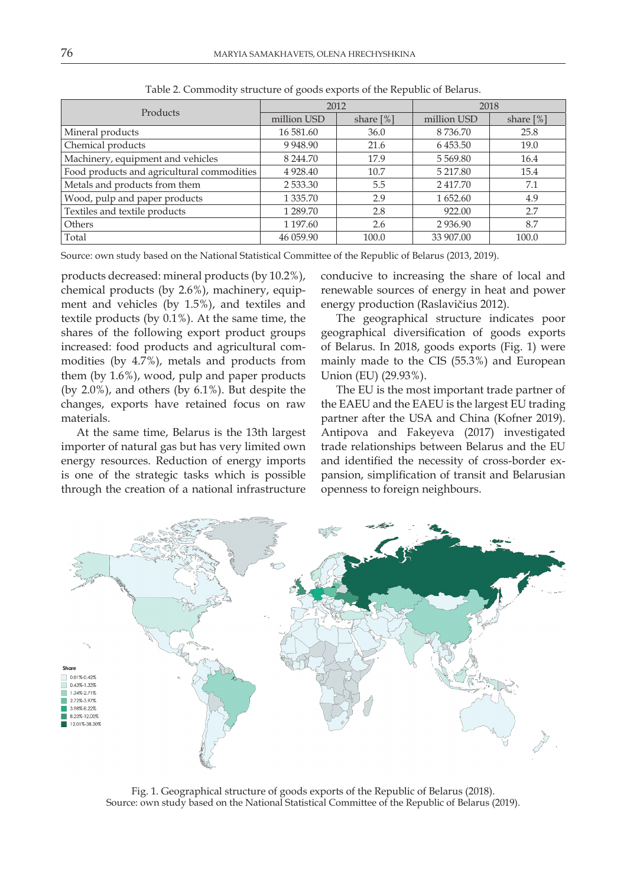Table 2. Commodity structure of goods exports of the Republic of Belarus.

| Products | 2012 | | 2018 | |
|---|---|---|---|---|
| | million USD | share [%] | million USD | share [%] |
| Mineral products | 16 581.60 | 36.0 | 8 736.70 | 25.8 |
| Chemical products | 9 948.90 | 21.6 | 6 453.50 | 19.0 |
| Machinery, equipment and vehicles | 8 244.70 | 17.9 | 5 569.80 | 16.4 |
| Food products and agricultural commodities | 4 928.40 | 10.7 | 5 217.80 | 15.4 |
| Metals and products from them | 2 533.30 | 5.5 | 2 417.70 | 7.1 |
| Wood, pulp and paper products | 1 335.70 | 2.9 | 1 652.60 | 4.9 |
| Textiles and textile products | 1 289.70 | 2.8 | 922.00 | 2.7 |
| Others | 1 197.60 | 2.6 | 2 936.90 | 8.7 |
| Total | 46 059.90 | 100.0 | 33 907.00 | 100.0 |

Source: own study based on the National Statistical Committee of the Republic of Belarus (2013, 2019).

products decreased: mineral products (by 10.2%), chemical products (by 2.6%), machinery, equipment and vehicles (by 1.5%), and textiles and textile products (by 0.1%). At the same time, the shares of the following export product groups increased: food products and agricultural commodities (by 4.7%), metals and products from them (by 1.6%), wood, pulp and paper products (by 2.0%), and others (by 6.1%). But despite the changes, exports have retained focus on raw materials.

At the same time, Belarus is the 13th largest importer of natural gas but has very limited own energy resources. Reduction of energy imports is one of the strategic tasks which is possible through the creation of a national infrastructure conducive to increasing the share of local and renewable sources of energy in heat and power energy production (Raslavičius 2012).

The geographical structure indicates poor geographical diversification of goods exports of Belarus. In 2018, goods exports (Fig. 1) were mainly made to the CIS (55.3%) and European Union (EU) (29.93%).

The EU is the most important trade partner of the EAEU and the EAEU is the largest EU trading partner after the USA and China (Kofner 2019). Antipova and Fakeyeva (2017) investigated trade relationships between Belarus and the EU and identified the necessity of cross-border expansion, simplification of transit and Belarusian openness to foreign neighbours.

Fig. 1. Geographical structure of goods exports of the Republic of Belarus (2018).
Source: own study based on the National Statistical Committee of the Republic of Belarus (2019).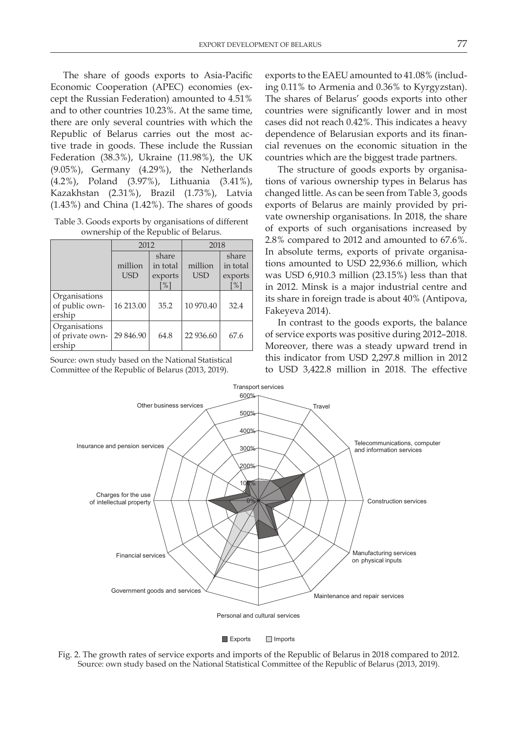The share of goods exports to Asia-Pacific Economic Cooperation (APEC) economies (except the Russian Federation) amounted to 4.51% and to other countries 10.23%. At the same time, there are only several countries with which the Republic of Belarus carries out the most active trade in goods. These include the Russian Federation (38.3%), Ukraine (11.98%), the UK (9.05%), Germany (4.29%), the Netherlands (4.2%), Poland (3.97%), Lithuania (3.41%), Kazakhstan (2.31%), Brazil (1.73%), Latvia (1.43%) and China (1.42%). The shares of goods exports to the EAEU amounted to 41.08% (including 0.11% to Armenia and 0.36% to Kyrgyzstan). The shares of Belarus' goods exports into other countries were significantly lower and in most cases did not reach 0.42%. This indicates a heavy dependence of Belarusian exports and its financial revenues on the economic situation in the countries which are the biggest trade partners.

Table 3. Goods exports by organisations of different ownership of the Republic of Belarus.

| | 2012 | | 2018 | |
|---|---|---|---|---|
| | million USD | share in total exports [%] | million USD | share in total exports [%] |
| Organisations of public ownership | 16 213.00 | 35.2 | 10 970.40 | 32.4 |
| Organisations of private ownership | 29 846.90 | 64.8 | 22 936.60 | 67.6 |

Source: own study based on the National Statistical Committee of the Republic of Belarus (2013, 2019).

The structure of goods exports by organisations of various ownership types in Belarus has changed little. As can be seen from Table 3, goods exports of Belarus are mainly provided by private ownership organisations. In 2018, the share of exports of such organisations increased by 2.8% compared to 2012 and amounted to 67.6%. In absolute terms, exports of private organisations amounted to USD 22,936.6 million, which was USD 6,910.3 million (23.15%) less than that in 2012. Minsk is a major industrial centre and its share in foreign trade is about 40% (Antipova, Fakeyeva 2014).

In contrast to the goods exports, the balance of service exports was positive during 2012–2018. Moreover, there was a steady upward trend in this indicator from USD 2,297.8 million in 2012 to USD 3,422.8 million in 2018. The effective

Fig. 2. The growth rates of service exports and imports of the Republic of Belarus in 2018 compared to 2012. Source: own study based on the National Statistical Committee of the Republic of Belarus (2013, 2019).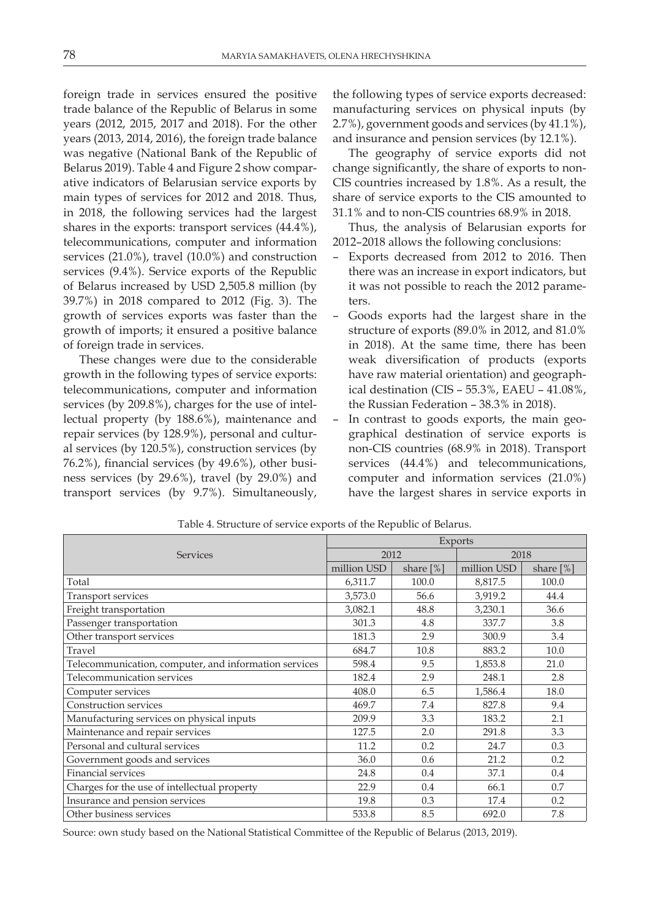foreign trade in services ensured the positive trade balance of the Republic of Belarus in some years (2012, 2015, 2017 and 2018). For the other years (2013, 2014, 2016), the foreign trade balance was negative (National Bank of the Republic of Belarus 2019). Table 4 and Figure 2 show comparative indicators of Belarusian service exports by main types of services for 2012 and 2018. Thus, in 2018, the following services had the largest shares in the exports: transport services (44.4%), telecommunications, computer and information services (21.0%), travel (10.0%) and construction services (9.4%). Service exports of the Republic of Belarus increased by USD 2,505.8 million (by 39.7%) in 2018 compared to 2012 (Fig. 3). The growth of services exports was faster than the growth of imports; it ensured a positive balance of foreign trade in services.

These changes were due to the considerable growth in the following types of service exports: telecommunications, computer and information services (by 209.8%), charges for the use of intellectual property (by 188.6%), maintenance and repair services (by 128.9%), personal and cultural services (by 120.5%), construction services (by 76.2%), financial services (by 49.6%), other business services (by 29.6%), travel (by 29.0%) and transport services (by 9.7%). Simultaneously, the following types of service exports decreased: manufacturing services on physical inputs (by 2.7%), government goods and services (by 41.1%), and insurance and pension services (by 12.1%).

The geography of service exports did not change significantly, the share of exports to non-CIS countries increased by 1.8%. As a result, the share of service exports to the CIS amounted to 31.1% and to non-CIS countries 68.9% in 2018.

Thus, the analysis of Belarusian exports for 2012–2018 allows the following conclusions:

- Exports decreased from 2012 to 2016. Then there was an increase in export indicators, but it was not possible to reach the 2012 parameters.
- Goods exports had the largest share in the structure of exports (89.0% in 2012, and 81.0% in 2018). At the same time, there has been weak diversification of products (exports have raw material orientation) and geographical destination (CIS – 55.3%, EAEU – 41.08%, the Russian Federation – 38.3% in 2018).
- In contrast to goods exports, the main geographical destination of service exports is non-CIS countries (68.9% in 2018). Transport services (44.4%) and telecommunications, computer and information services (21.0%) have the largest shares in service exports in

Table 4. Structure of service exports of the Republic of Belarus.

| Services | Exports | | | |
|---|---|---|---|---|
| | 2012 | | 2018 | |
| | million USD | share [%] | million USD | share [%] |
| Total | 6,311.7 | 100.0 | 8,817.5 | 100.0 |
| Transport services | 3,573.0 | 56.6 | 3,919.2 | 44.4 |
| Freight transportation | 3,082.1 | 48.8 | 3,230.1 | 36.6 |
| Passenger transportation | 301.3 | 4.8 | 337.7 | 3.8 |
| Other transport services | 181.3 | 2.9 | 300.9 | 3.4 |
| Travel | 684.7 | 10.8 | 883.2 | 10.0 |
| Telecommunication, computer, and information services | 598.4 | 9.5 | 1,853.8 | 21.0 |
| Telecommunication services | 182.4 | 2.9 | 248.1 | 2.8 |
| Computer services | 408.0 | 6.5 | 1,586.4 | 18.0 |
| Construction services | 469.7 | 7.4 | 827.8 | 9.4 |
| Manufacturing services on physical inputs | 209.9 | 3.3 | 183.2 | 2.1 |
| Maintenance and repair services | 127.5 | 2.0 | 291.8 | 3.3 |
| Personal and cultural services | 11.2 | 0.2 | 24.7 | 0.3 |
| Government goods and services | 36.0 | 0.6 | 21.2 | 0.2 |
| Financial services | 24.8 | 0.4 | 37.1 | 0.4 |
| Charges for the use of intellectual property | 22.9 | 0.4 | 66.1 | 0.7 |
| Insurance and pension services | 19.8 | 0.3 | 17.4 | 0.2 |
| Other business services | 533.8 | 8.5 | 692.0 | 7.8 |

Source: own study based on the National Statistical Committee of the Republic of Belarus (2013, 2019).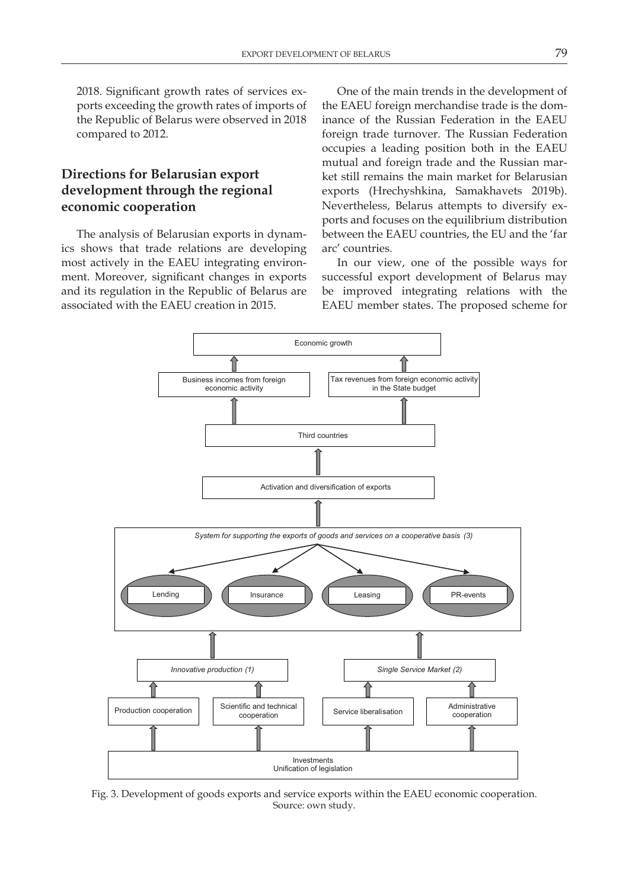2018. Significant growth rates of services exports exceeding the growth rates of imports of the Republic of Belarus were observed in 2018 compared to 2012.

## Directions for Belarusian export development through the regional economic cooperation

The analysis of Belarusian exports in dynamics shows that trade relations are developing most actively in the EAEU integrating environment. Moreover, significant changes in exports and its regulation in the Republic of Belarus are associated with the EAEU creation in 2015.

One of the main trends in the development of the EAEU foreign merchandise trade is the dominance of the Russian Federation in the EAEU foreign trade turnover. The Russian Federation occupies a leading position both in the EAEU mutual and foreign trade and the Russian market still remains the main market for Belarusian exports (Hrechyshkina, Samakhavets 2019b). Nevertheless, Belarus attempts to diversify exports and focuses on the equilibrium distribution between the EAEU countries, the EU and the 'far arc' countries.

In our view, one of the possible ways for successful export development of Belarus may be improved integrating relations with the EAEU member states. The proposed scheme for

Economic growth

Business incomes from foreign economic activity | Tax revenues from foreign economic activity in the State budget

Third countries

Activation and diversification of exports

*System for supporting the exports of goods and services on a cooperative basis (3)*

Lending | Insurance | Leasing | PR-events

*Innovative production (1)* | *Single Service Market (2)*

Production cooperation | Scientific and technical cooperation | Service liberalisation | Administrative cooperation

Investments
Unification of legislation

Fig. 3. Development of goods exports and service exports within the EAEU economic cooperation.
Source: own study.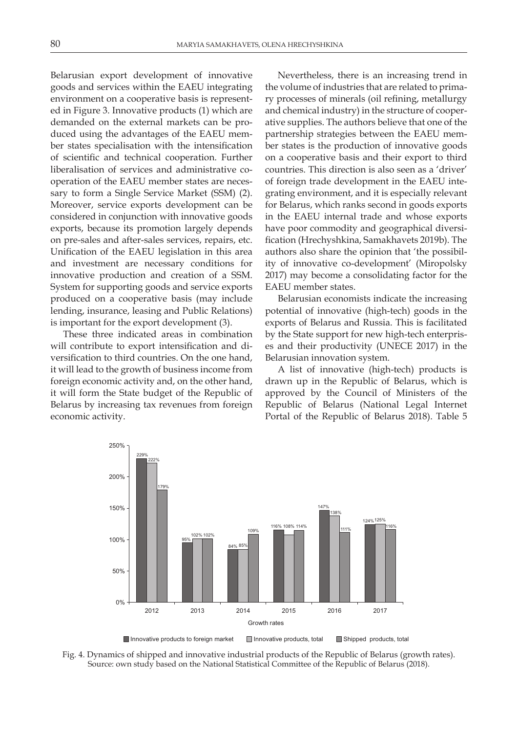Belarusian export development of innovative goods and services within the EAEU integrating environment on a cooperative basis is represented in Figure 3. Innovative products (1) which are demanded on the external markets can be produced using the advantages of the EAEU member states specialisation with the intensification of scientific and technical cooperation. Further liberalisation of services and administrative cooperation of the EAEU member states are necessary to form a Single Service Market (SSM) (2). Moreover, service exports development can be considered in conjunction with innovative goods exports, because its promotion largely depends on pre-sales and after-sales services, repairs, etc. Unification of the EAEU legislation in this area and investment are necessary conditions for innovative production and creation of a SSM. System for supporting goods and service exports produced on a cooperative basis (may include lending, insurance, leasing and Public Relations) is important for the export development (3).

These three indicated areas in combination will contribute to export intensification and diversification to third countries. On the one hand, it will lead to the growth of business income from foreign economic activity and, on the other hand, it will form the State budget of the Republic of Belarus by increasing tax revenues from foreign economic activity.

Nevertheless, there is an increasing trend in the volume of industries that are related to primary processes of minerals (oil refining, metallurgy and chemical industry) in the structure of cooperative supplies. The authors believe that one of the partnership strategies between the EAEU member states is the production of innovative goods on a cooperative basis and their export to third countries. This direction is also seen as a 'driver' of foreign trade development in the EAEU integrating environment, and it is especially relevant for Belarus, which ranks second in goods exports in the EAEU internal trade and whose exports have poor commodity and geographical diversification (Hrechyshkina, Samakhavets 2019b). The authors also share the opinion that 'the possibility of innovative co-development' (Miropolsky 2017) may become a consolidating factor for the EAEU member states.

Belarusian economists indicate the increasing potential of innovative (high-tech) goods in the exports of Belarus and Russia. This is facilitated by the State support for new high-tech enterprises and their productivity (UNECE 2017) in the Belarusian innovation system.

A list of innovative (high-tech) products is drawn up in the Republic of Belarus, which is approved by the Council of Ministers of the Republic of Belarus (National Legal Internet Portal of the Republic of Belarus 2018). Table 5

| Growth rates | 2012 | 2013 | 2014 | 2015 | 2016 | 2017 |
|---|---|---|---|---|---|---|
| Innovative products to foreign market | 229% | 95% | 84% | 116% | 147% | 124% |
| Innovative products, total | 222% | 102% | 85% | 108% | 138% | 125% |
| Shipped products, total | 179% | 102% | 109% | 114% | 111% | 116% |

Fig. 4. Dynamics of shipped and innovative industrial products of the Republic of Belarus (growth rates). Source: own study based on the National Statistical Committee of the Republic of Belarus (2018).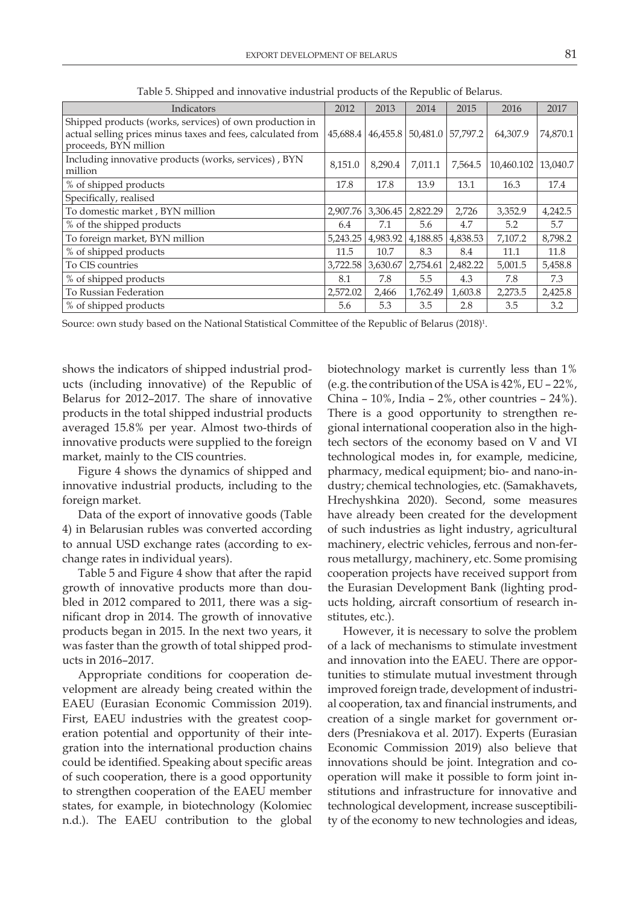Table 5. Shipped and innovative industrial products of the Republic of Belarus.

| Indicators | 2012 | 2013 | 2014 | 2015 | 2016 | 2017 |
|---|---|---|---|---|---|---|
| Shipped products (works, services) of own production in actual selling prices minus taxes and fees, calculated from proceeds, BYN million | 45,688.4 | 46,455.8 | 50,481.0 | 57,797.2 | 64,307.9 | 74,870.1 |
| Including innovative products (works, services) , BYN million | 8,151.0 | 8,290.4 | 7,011.1 | 7,564.5 | 10,460.102 | 13,040.7 |
| % of shipped products | 17.8 | 17.8 | 13.9 | 13.1 | 16.3 | 17.4 |
| Specifically, realised | | | | | | |
| To domestic market , BYN million | 2,907.76 | 3,306.45 | 2,822.29 | 2,726 | 3,352.9 | 4,242.5 |
| % of the shipped products | 6.4 | 7.1 | 5.6 | 4.7 | 5.2 | 5.7 |
| To foreign market, BYN million | 5,243.25 | 4,983.92 | 4,188.85 | 4,838.53 | 7,107.2 | 8,798.2 |
| % of shipped products | 11.5 | 10.7 | 8.3 | 8.4 | 11.1 | 11.8 |
| To CIS countries | 3,722.58 | 3,630.67 | 2,754.61 | 2,482.22 | 5,001.5 | 5,458.8 |
| % of shipped products | 8.1 | 7.8 | 5.5 | 4.3 | 7.8 | 7.3 |
| To Russian Federation | 2,572.02 | 2,466 | 1,762.49 | 1,603.8 | 2,273.5 | 2,425.8 |
| % of shipped products | 5.6 | 5.3 | 3.5 | 2.8 | 3.5 | 3.2 |

Source: own study based on the National Statistical Committee of the Republic of Belarus (2018)[1].

shows the indicators of shipped industrial products (including innovative) of the Republic of Belarus for 2012–2017. The share of innovative products in the total shipped industrial products averaged 15.8% per year. Almost two-thirds of innovative products were supplied to the foreign market, mainly to the CIS countries.

Figure 4 shows the dynamics of shipped and innovative industrial products, including to the foreign market.

Data of the export of innovative goods (Table 4) in Belarusian rubles was converted according to annual USD exchange rates (according to exchange rates in individual years).

Table 5 and Figure 4 show that after the rapid growth of innovative products more than doubled in 2012 compared to 2011, there was a significant drop in 2014. The growth of innovative products began in 2015. In the next two years, it was faster than the growth of total shipped products in 2016–2017.

Appropriate conditions for cooperation development are already being created within the EAEU (Eurasian Economic Commission 2019). First, EAEU industries with the greatest cooperation potential and opportunity of their integration into the international production chains could be identified. Speaking about specific areas of such cooperation, there is a good opportunity to strengthen cooperation of the EAEU member states, for example, in biotechnology (Kolomiec n.d.). The EAEU contribution to the global biotechnology market is currently less than 1% (e.g. the contribution of the USA is 42%, EU – 22%, China – 10%, India – 2%, other countries – 24%). There is a good opportunity to strengthen regional international cooperation also in the high-tech sectors of the economy based on V and VI technological modes in, for example, medicine, pharmacy, medical equipment; bio- and nano-industry; chemical technologies, etc. (Samakhavets, Hrechyshkina 2020). Second, some measures have already been created for the development of such industries as light industry, agricultural machinery, electric vehicles, ferrous and non-ferrous metallurgy, machinery, etc. Some promising cooperation projects have received support from the Eurasian Development Bank (lighting products holding, aircraft consortium of research institutes, etc.).

However, it is necessary to solve the problem of a lack of mechanisms to stimulate investment and innovation into the EAEU. There are opportunities to stimulate mutual investment through improved foreign trade, development of industrial cooperation, tax and financial instruments, and creation of a single market for government orders (Presniakova et al. 2017). Experts (Eurasian Economic Commission 2019) also believe that innovations should be joint. Integration and cooperation will make it possible to form joint institutions and infrastructure for innovative and technological development, increase susceptibility of the economy to new technologies and ideas,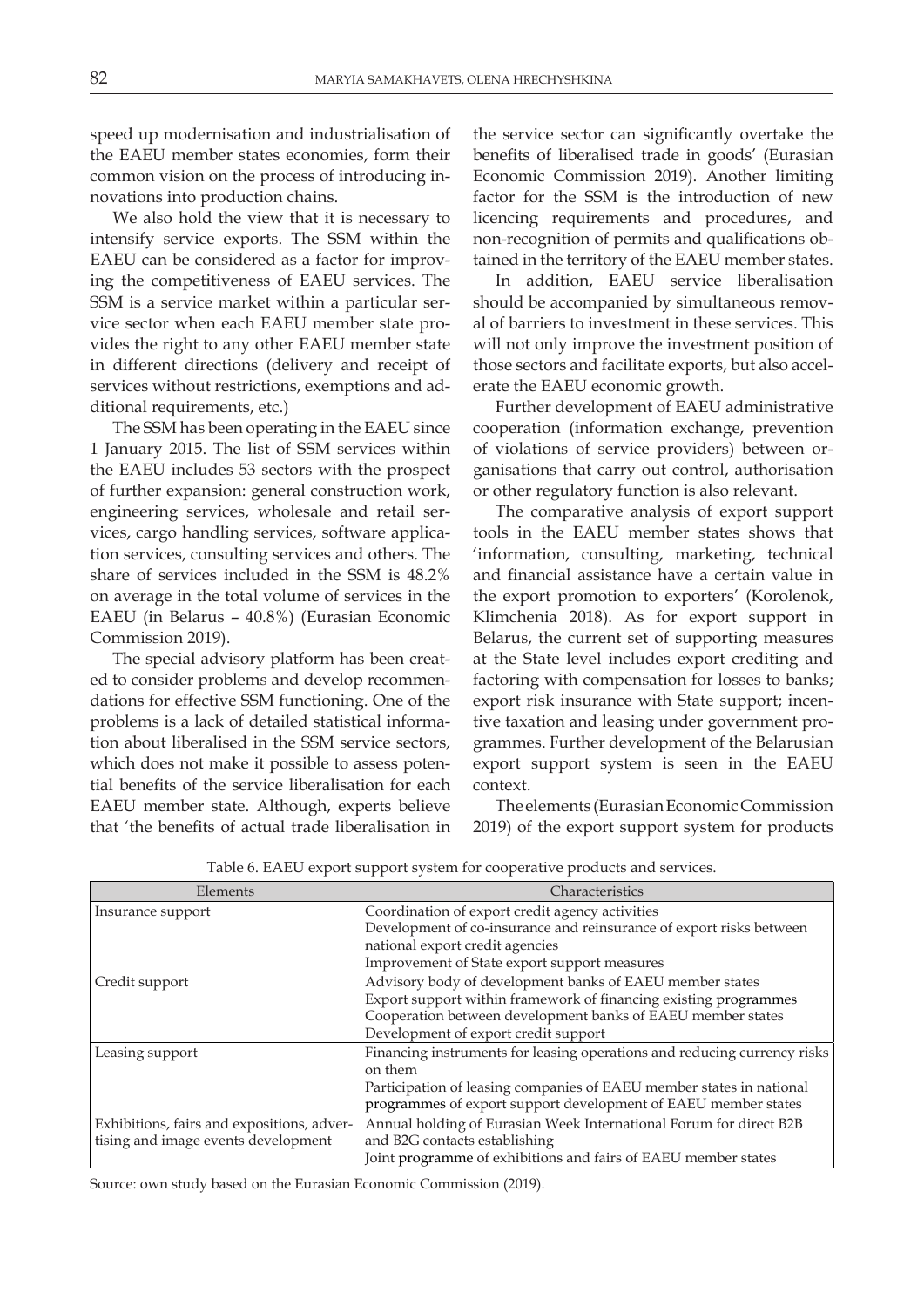speed up modernisation and industrialisation of the EAEU member states economies, form their common vision on the process of introducing innovations into production chains.

We also hold the view that it is necessary to intensify service exports. The SSM within the EAEU can be considered as a factor for improving the competitiveness of EAEU services. The SSM is a service market within a particular service sector when each EAEU member state provides the right to any other EAEU member state in different directions (delivery and receipt of services without restrictions, exemptions and additional requirements, etc.)

The SSM has been operating in the EAEU since 1 January 2015. The list of SSM services within the EAEU includes 53 sectors with the prospect of further expansion: general construction work, engineering services, wholesale and retail services, cargo handling services, software application services, consulting services and others. The share of services included in the SSM is 48.2% on average in the total volume of services in the EAEU (in Belarus – 40.8%) (Eurasian Economic Commission 2019).

The special advisory platform has been created to consider problems and develop recommendations for effective SSM functioning. One of the problems is a lack of detailed statistical information about liberalised in the SSM service sectors, which does not make it possible to assess potential benefits of the service liberalisation for each EAEU member state. Although, experts believe that 'the benefits of actual trade liberalisation in the service sector can significantly overtake the benefits of liberalised trade in goods' (Eurasian Economic Commission 2019). Another limiting factor for the SSM is the introduction of new licencing requirements and procedures, and non-recognition of permits and qualifications obtained in the territory of the EAEU member states.

In addition, EAEU service liberalisation should be accompanied by simultaneous removal of barriers to investment in these services. This will not only improve the investment position of those sectors and facilitate exports, but also accelerate the EAEU economic growth.

Further development of EAEU administrative cooperation (information exchange, prevention of violations of service providers) between organisations that carry out control, authorisation or other regulatory function is also relevant.

The comparative analysis of export support tools in the EAEU member states shows that 'information, consulting, marketing, technical and financial assistance have a certain value in the export promotion to exporters' (Korolenok, Klimchenia 2018). As for export support in Belarus, the current set of supporting measures at the State level includes export crediting and factoring with compensation for losses to banks; export risk insurance with State support; incentive taxation and leasing under government programmes. Further development of the Belarusian export support system is seen in the EAEU context.

The elements (Eurasian Economic Commission 2019) of the export support system for products

Table 6. EAEU export support system for cooperative products and services.

| Elements | Characteristics |
|---|---|
| Insurance support | Coordination of export credit agency activities<br>Development of co-insurance and reinsurance of export risks between national export credit agencies<br>Improvement of State export support measures |
| Credit support | Advisory body of development banks of EAEU member states<br>Export support within framework of financing existing programmes<br>Cooperation between development banks of EAEU member states<br>Development of export credit support |
| Leasing support | Financing instruments for leasing operations and reducing currency risks on them<br>Participation of leasing companies of EAEU member states in national programmes of export support development of EAEU member states |
| Exhibitions, fairs and expositions, advertising and image events development | Annual holding of Eurasian Week International Forum for direct B2B and B2G contacts establishing<br>Joint programme of exhibitions and fairs of EAEU member states |

Source: own study based on the Eurasian Economic Commission (2019).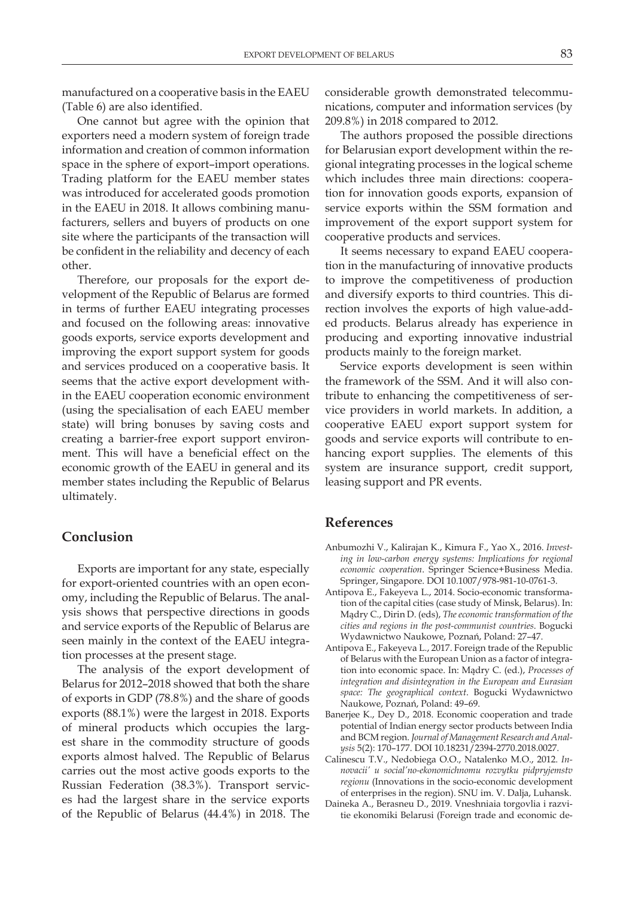manufactured on a cooperative basis in the EAEU (Table 6) are also identified.

One cannot but agree with the opinion that exporters need a modern system of foreign trade information and creation of common information space in the sphere of export–import operations. Trading platform for the EAEU member states was introduced for accelerated goods promotion in the EAEU in 2018. It allows combining manufacturers, sellers and buyers of products on one site where the participants of the transaction will be confident in the reliability and decency of each other.

Therefore, our proposals for the export development of the Republic of Belarus are formed in terms of further EAEU integrating processes and focused on the following areas: innovative goods exports, service exports development and improving the export support system for goods and services produced on a cooperative basis. It seems that the active export development within the EAEU cooperation economic environment (using the specialisation of each EAEU member state) will bring bonuses by saving costs and creating a barrier-free export support environment. This will have a beneficial effect on the economic growth of the EAEU in general and its member states including the Republic of Belarus ultimately.

## Conclusion

Exports are important for any state, especially for export-oriented countries with an open economy, including the Republic of Belarus. The analysis shows that perspective directions in goods and service exports of the Republic of Belarus are seen mainly in the context of the EAEU integration processes at the present stage.

The analysis of the export development of Belarus for 2012–2018 showed that both the share of exports in GDP (78.8%) and the share of goods exports (88.1%) were the largest in 2018. Exports of mineral products which occupies the largest share in the commodity structure of goods exports almost halved. The Republic of Belarus carries out the most active goods exports to the Russian Federation (38.3%). Transport services had the largest share in the service exports of the Republic of Belarus (44.4%) in 2018. The considerable growth demonstrated telecommunications, computer and information services (by 209.8%) in 2018 compared to 2012.

The authors proposed the possible directions for Belarusian export development within the regional integrating processes in the logical scheme which includes three main directions: cooperation for innovation goods exports, expansion of service exports within the SSM formation and improvement of the export support system for cooperative products and services.

It seems necessary to expand EAEU cooperation in the manufacturing of innovative products to improve the competitiveness of production and diversify exports to third countries. This direction involves the exports of high value-added products. Belarus already has experience in producing and exporting innovative industrial products mainly to the foreign market.

Service exports development is seen within the framework of the SSM. And it will also contribute to enhancing the competitiveness of service providers in world markets. In addition, a cooperative EAEU export support system for goods and service exports will contribute to enhancing export supplies. The elements of this system are insurance support, credit support, leasing support and PR events.

## References

Anbumozhi V., Kalirajan K., Kimura F., Yao X., 2016. *Investing in low-carbon energy systems: Implications for regional economic cooperation*. Springer Science+Business Media. Springer, Singapore. DOI 10.1007/978-981-10-0761-3.

Antipova E., Fakeyeva L., 2014. Socio-economic transformation of the capital cities (case study of Minsk, Belarus). In: Mądry C., Dirin D. (eds), *The economic transformation of the cities and regions in the post-communist countries*. Bogucki Wydawnictwo Naukowe, Poznań, Poland: 27–47.

Antipova E., Fakeyeva L., 2017. Foreign trade of the Republic of Belarus with the European Union as a factor of integration into economic space. In: Mądry C. (ed.), *Processes of integration and disintegration in the European and Eurasian space: The geographical context*. Bogucki Wydawnictwo Naukowe, Poznań, Poland: 49–69.

Banerjee K., Dey D., 2018. Economic cooperation and trade potential of Indian energy sector products between India and BCM region. *Journal of Management Research and Analysis* 5(2): 170–177. DOI 10.18231/2394-2770.2018.0027.

Calinescu T.V., Nedobiega O.O., Natalenko M.O., 2012. *Innovacii' u social'no-ekonomichnomu rozvytku pidpryjemstv regionu* (Innovations in the socio-economic development of enterprises in the region). SNU im. V. Dalja, Luhansk.

Daineka A., Berasneu D., 2019. Vneshniaia torgovlia i razvitie ekonomiki Belarusi (Foreign trade and economic de-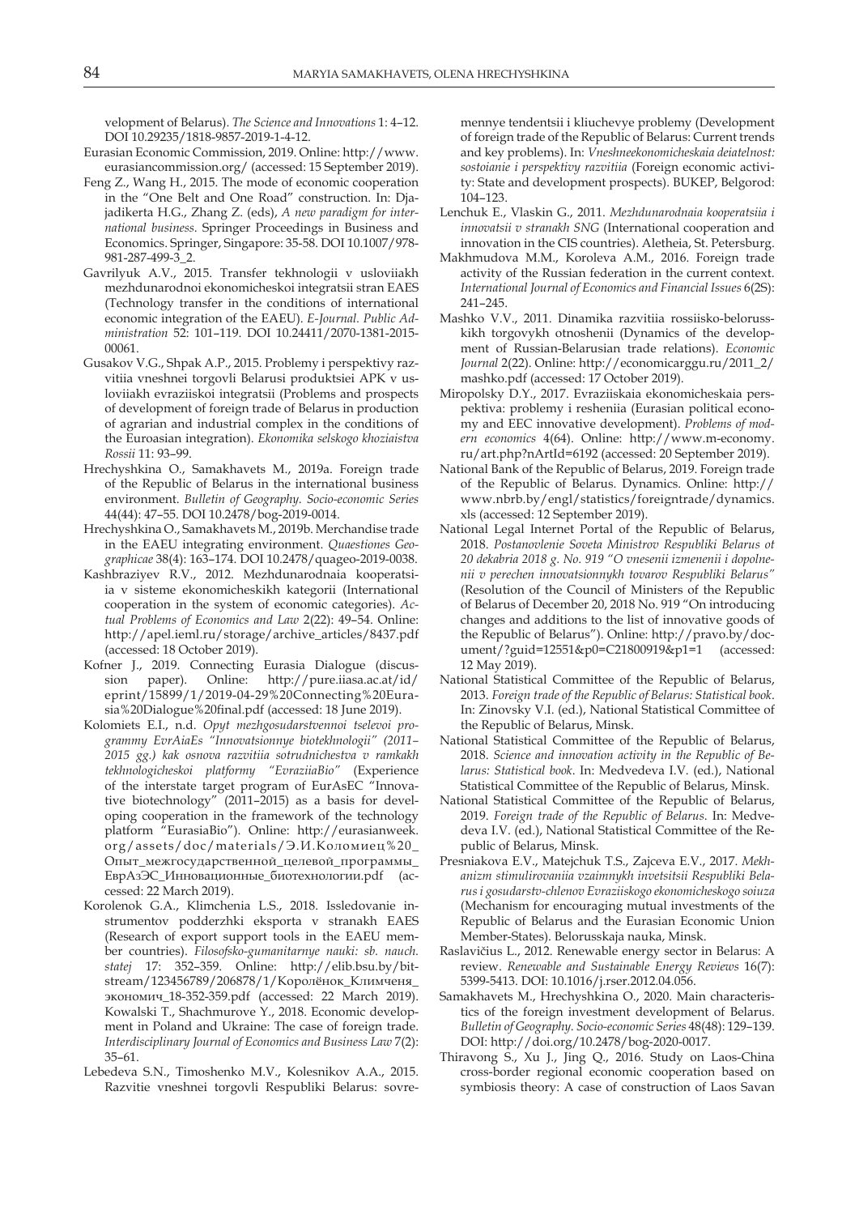velopment of Belarus). *The Science and Innovations* 1: 4–12. DOI 10.29235/1818-9857-2019-1-4-12.

Eurasian Economic Commission, 2019. Online: http://www.eurasiancommission.org/ (accessed: 15 September 2019).

Feng Z., Wang H., 2015. The mode of economic cooperation in the "One Belt and One Road" construction. In: Djajadikerta H.G., Zhang Z. (eds), *A new paradigm for international business*. Springer Proceedings in Business and Economics. Springer, Singapore: 35-58. DOI 10.1007/978-981-287-499-3_2.

Gavrilyuk A.V., 2015. Transfer tekhnologii v usloviiakh mezhdunarodnoi ekonomicheskoi integratsii stran EAES (Technology transfer in the conditions of international economic integration of the EAEU). *E-Journal. Public Administration* 52: 101–119. DOI 10.24411/2070-1381-2015-00061.

Gusakov V.G., Shpak A.P., 2015. Problemy i perspektivy razvitiia vneshnei torgovli Belarusi produktsiei APK v usloviiakh evraziiskoi integratsii (Problems and prospects of development of foreign trade of Belarus in production of agrarian and industrial complex in the conditions of the Euroasian integration). *Ekonomika selskogo khoziaistva Rossii* 11: 93–99.

Hrechyshkina O., Samakhavets M., 2019a. Foreign trade of the Republic of Belarus in the international business environment. *Bulletin of Geography. Socio-economic Series* 44(44): 47–55. DOI 10.2478/bog-2019-0014.

Hrechyshkina O., Samakhavets M., 2019b. Merchandise trade in the EAEU integrating environment. *Quaestiones Geographicae* 38(4): 163–174. DOI 10.2478/quageo-2019-0038.

Kashbraziyev R.V., 2012. Mezhdunarodnaia kooperatsiia v sisteme ekonomicheskikh kategorii (International cooperation in the system of economic categories). *Actual Problems of Economics and Law* 2(22): 49–54. Online: http://apel.ieml.ru/storage/archive_articles/8437.pdf (accessed: 18 October 2019).

Kofner J., 2019. Connecting Eurasia Dialogue (discussion paper). Online: http://pure.iiasa.ac.at/id/eprint/15899/1/2019-04-29%20Connecting%20Eurasia%20Dialogue%20final.pdf (accessed: 18 June 2019).

Kolomiets E.I., n.d. *Opyt mezhgosudarstvennoi tselevoi programmy EvrAiaEs "Innovatsionnye biotekhnologii" (2011–2015 gg.) kak osnova razvitiia sotrudnichestva v ramkakh tekhnologicheskoi platformy "EvraziiaBio"* (Experience of the interstate target program of EurAsEC "Innovative biotechnology" (2011–2015) as a basis for developing cooperation in the framework of the technology platform "EurasiaBio"). Online: http://eurasianweek.org/assets/doc/materials/Э.И.Коломиец%20_Опыт_межгосударственной_целевой_программы_ЕврАзЭС_Инновационные_биотехнологии.pdf (accessed: 22 March 2019).

Korolenok G.A., Klimchenia L.S., 2018. Issledovanie instrumentov podderzhki eksporta v stranakh EAES (Research of export support tools in the EAEU member countries). *Filosofsko-gumanitarnye nauki: sb. nauch. statej* 17: 352–359. Online: http://elib.bsu.by/bitstream/123456789/206878/1/Королёнок_Климченя_экономич_18-352-359.pdf (accessed: 22 March 2019).

Kowalski T., Shachmurove Y., 2018. Economic development in Poland and Ukraine: The case of foreign trade. *Interdisciplinary Journal of Economics and Business Law* 7(2): 35–61.

Lebedeva S.N., Timoshenko M.V., Kolesnikov A.A., 2015. Razvitie vneshnei torgovli Respubliki Belarus: sovremennye tendentsii i kliuchevye problemy (Development of foreign trade of the Republic of Belarus: Current trends and key problems). In: *Vneshneekonomicheskaia deiatelnost: sostoianie i perspektivy razvitiia* (Foreign economic activity: State and development prospects). BUKEP, Belgorod: 104–123.

Lenchuk E., Vlaskin G., 2011. *Mezhdunarodnaia kooperatsiia i innovatsii v stranakh SNG* (International cooperation and innovation in the CIS countries). Aletheia, St. Petersburg.

Makhmudova M.M., Koroleva A.M., 2016. Foreign trade activity of the Russian federation in the current context. *International Journal of Economics and Financial Issues* 6(2S): 241–245.

Mashko V.V., 2011. Dinamika razvitiia rossiisko-belorusskikh torgovykh otnoshenii (Dynamics of the development of Russian-Belarusian trade relations). *Economic Journal* 2(22). Online: http://economicarggu.ru/2011_2/mashko.pdf (accessed: 17 October 2019).

Miropolsky D.Y., 2017. Evraziiskaia ekonomicheskaia perspektiva: problemy i resheniia (Eurasian political economy and EEC innovative development). *Problems of modern economics* 4(64). Online: http://www.m-economy.ru/art.php?nArtId=6192 (accessed: 20 September 2019).

National Bank of the Republic of Belarus, 2019. Foreign trade of the Republic of Belarus. Dynamics. Online: http://www.nbrb.by/engl/statistics/foreigntrade/dynamics.xls (accessed: 12 September 2019).

National Legal Internet Portal of the Republic of Belarus, 2018. *Postanovlenie Soveta Ministrov Respubliki Belarus ot 20 dekabria 2018 g. No. 919 "O vnesenii izmenenii i dopolnenii v perechen innovatsionnykh tovarov Respubliki Belarus"* (Resolution of the Council of Ministers of the Republic of Belarus of December 20, 2018 No. 919 "On introducing changes and additions to the list of innovative goods of the Republic of Belarus"). Online: http://pravo.by/document/?guid=12551&p0=C21800919&p1=1 (accessed: 12 May 2019).

National Statistical Committee of the Republic of Belarus, 2013. *Foreign trade of the Republic of Belarus: Statistical book*. In: Zinovsky V.I. (ed.), National Statistical Committee of the Republic of Belarus, Minsk.

National Statistical Committee of the Republic of Belarus, 2018. *Science and innovation activity in the Republic of Belarus: Statistical book*. In: Medvedeva I.V. (ed.), National Statistical Committee of the Republic of Belarus, Minsk.

National Statistical Committee of the Republic of Belarus, 2019. *Foreign trade of the Republic of Belarus*. In: Medvedeva I.V. (ed.), National Statistical Committee of the Republic of Belarus, Minsk.

Presniakova E.V., Matejchuk T.S., Zajceva E.V., 2017. *Mekhanizm stimulirovaniia vzaimnykh invetsitsii Respubliki Belarus i gosudarstv-chlenov Evraziiskogo ekonomicheskogo soiuza* (Mechanism for encouraging mutual investments of the Republic of Belarus and the Eurasian Economic Union Member-States). Belorusskaja nauka, Minsk.

Raslavičius L., 2012. Renewable energy sector in Belarus: A review. *Renewable and Sustainable Energy Reviews* 16(7): 5399-5413. DOI: 10.1016/j.rser.2012.04.056.

Samakhavets M., Hrechyshkina O., 2020. Main characteristics of the foreign investment development of Belarus. *Bulletin of Geography. Socio-economic Series* 48(48): 129–139. DOI: http://doi.org/10.2478/bog-2020-0017.

Thiravong S., Xu J., Jing Q., 2016. Study on Laos-China cross-border regional economic cooperation based on symbiosis theory: A case of construction of Laos Savan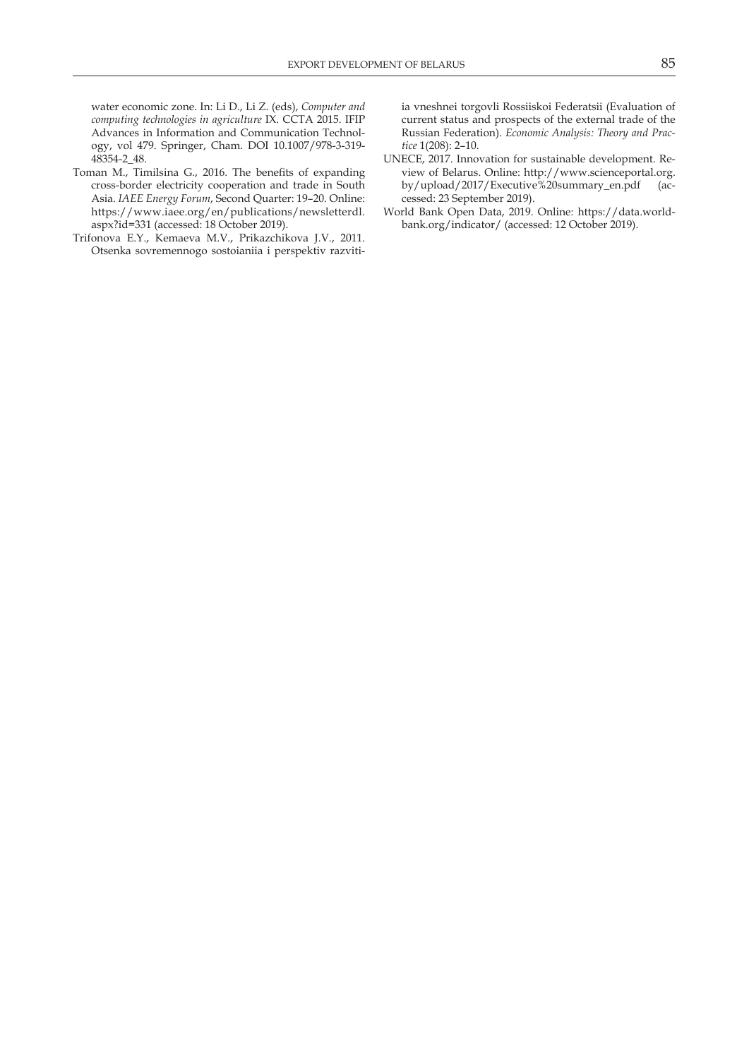water economic zone. In: Li D., Li Z. (eds), *Computer and computing technologies in agriculture* IX. CCTA 2015. IFIP Advances in Information and Communication Technology, vol 479. Springer, Cham. DOI 10.1007/978-3-319-48354-2_48.

Toman M., Timilsina G., 2016. The benefits of expanding cross-border electricity cooperation and trade in South Asia. *IAEE Energy Forum*, Second Quarter: 19–20. Online: https://www.iaee.org/en/publications/newsletterdl.aspx?id=331 (accessed: 18 October 2019).

Trifonova E.Y., Kemaeva M.V., Prikazchikova J.V., 2011. Otsenka sovremennogo sostoianiia i perspektiv razvitiia vneshnei torgovli Rossiiskoi Federatsii (Evaluation of current status and prospects of the external trade of the Russian Federation). *Economic Analysis: Theory and Practice* 1(208): 2–10.

UNECE, 2017. Innovation for sustainable development. Review of Belarus. Online: http://www.scienceportal.org.by/upload/2017/Executive%20summary_en.pdf (accessed: 23 September 2019).

World Bank Open Data, 2019. Online: https://data.worldbank.org/indicator/ (accessed: 12 October 2019).